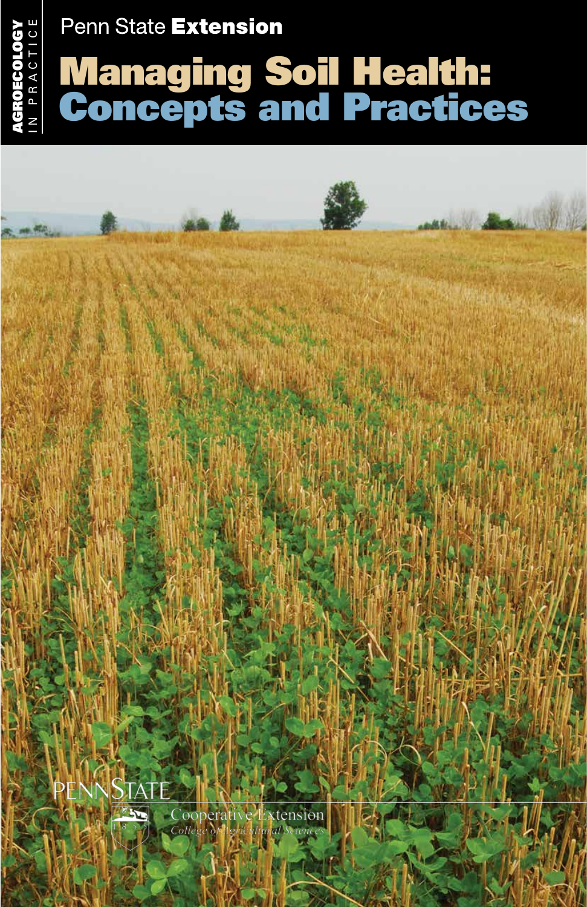AGROECOLOGY IN PRACTICE

Penn State **Extension**

# Managing Soil Health: Concepts and Practices

PENNSTATE

Cooperative Extension

College of Agricultural Sciences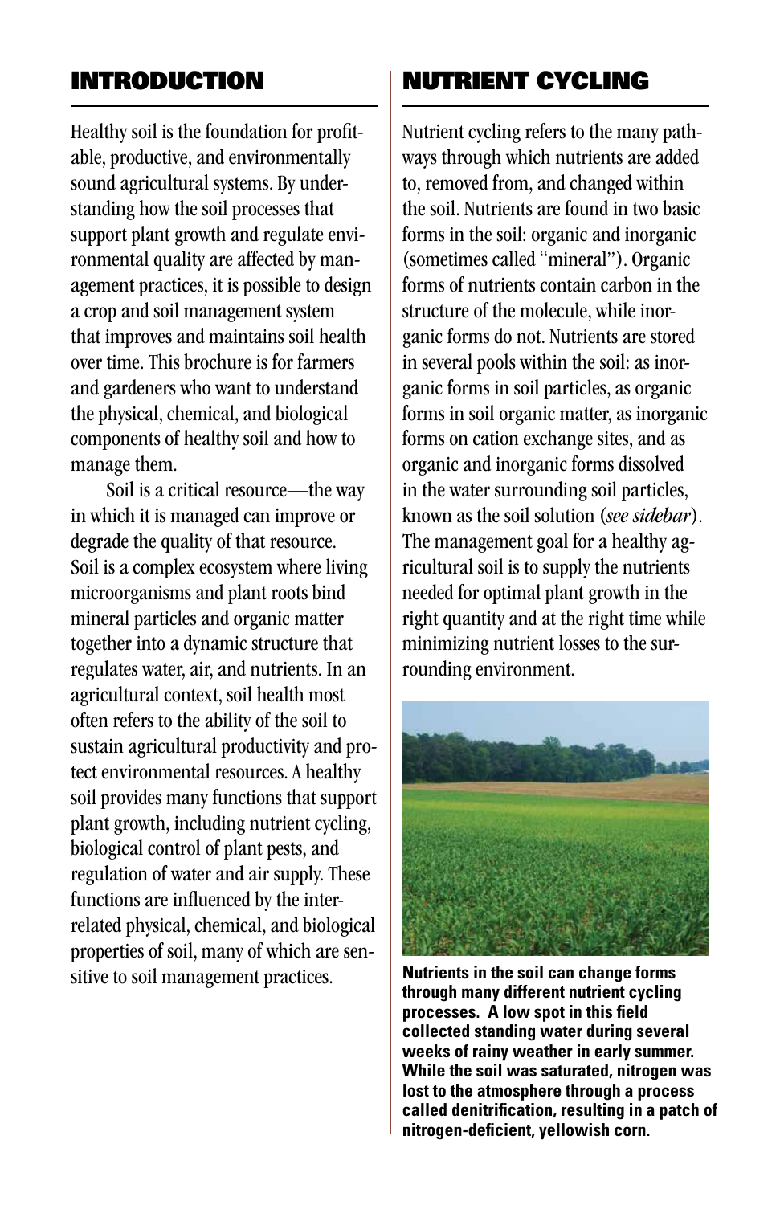## INTRODUCTION

Healthy soil is the foundation for profitable, productive, and environmentally sound agricultural systems. By understanding how the soil processes that support plant growth and regulate environmental quality are affected by management practices, it is possible to design a crop and soil management system that improves and maintains soil health over time. This brochure is for farmers and gardeners who want to understand the physical, chemical, and biological components of healthy soil and how to manage them.

Soil is a critical resource—the way in which it is managed can improve or degrade the quality of that resource. Soil is a complex ecosystem where living microorganisms and plant roots bind mineral particles and organic matter together into a dynamic structure that regulates water, air, and nutrients. In an agricultural context, soil health most often refers to the ability of the soil to sustain agricultural productivity and protect environmental resources. A healthy soil provides many functions that support plant growth, including nutrient cycling, biological control of plant pests, and regulation of water and air supply. These functions are influenced by the interrelated physical, chemical, and biological properties of soil, many of which are sensitive to soil management practices.

## NUTRIENT CYCLING

Nutrient cycling refers to the many pathways through which nutrients are added to, removed from, and changed within the soil. Nutrients are found in two basic forms in the soil: organic and inorganic (sometimes called "mineral"). Organic forms of nutrients contain carbon in the structure of the molecule, while inorganic forms do not. Nutrients are stored in several pools within the soil: as inorganic forms in soil particles, as organic forms in soil organic matter, as inorganic forms on cation exchange sites, and as organic and inorganic forms dissolved in the water surrounding soil particles, known as the soil solution (*see sidebar*). The management goal for a healthy agricultural soil is to supply the nutrients needed for optimal plant growth in the right quantity and at the right time while minimizing nutrient losses to the surrounding environment.

**Nutrients in the soil can change forms through many different nutrient cycling processes. A low spot in this field collected standing water during several weeks of rainy weather in early summer. While the soil was saturated, nitrogen was lost to the atmosphere through a process called denitrification, resulting in a patch of nitrogen-deficient, yellowish corn.**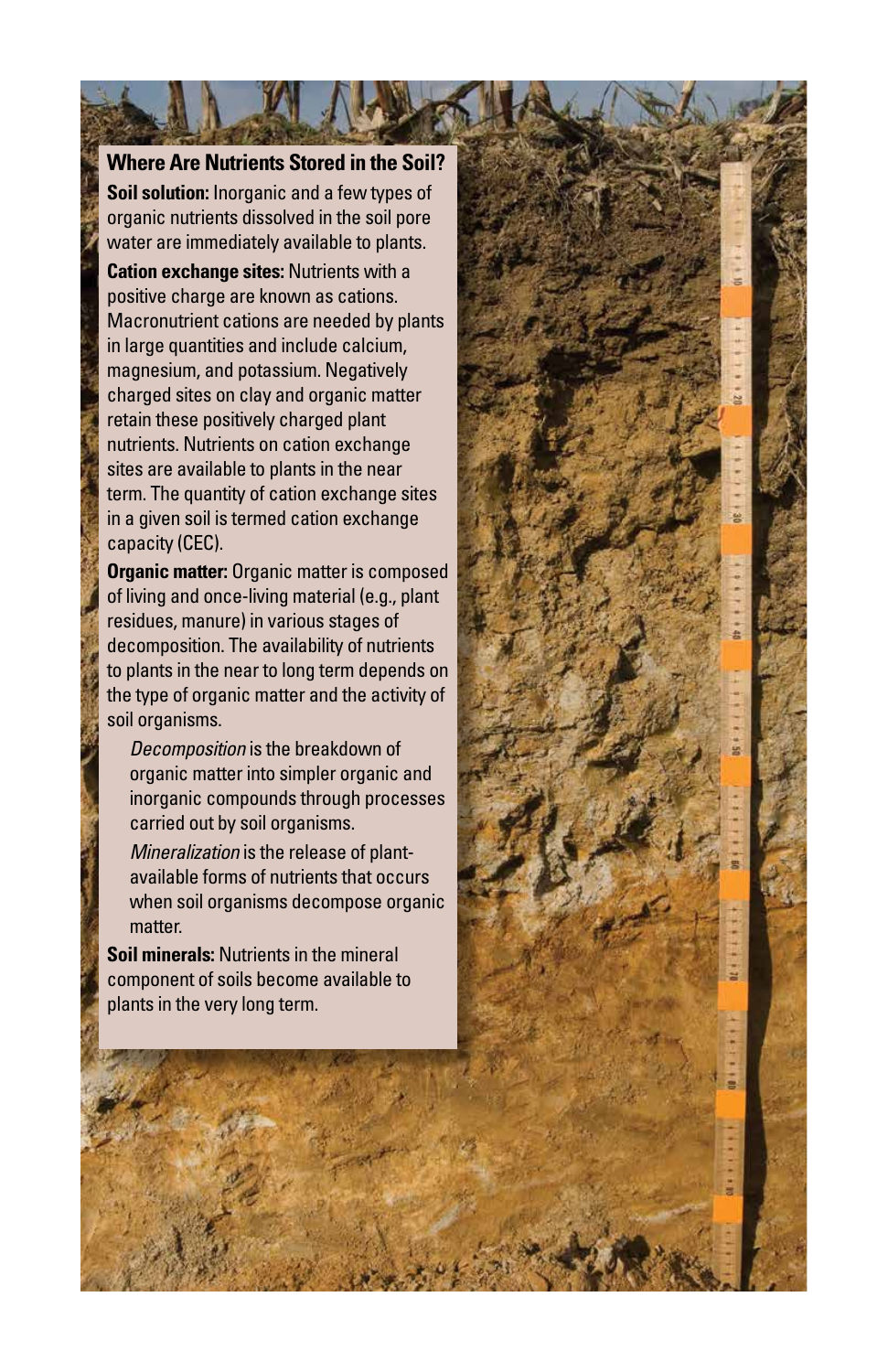## Where Are Nutrients Stored in the Soil?

**Soil solution:** Inorganic and a few types of organic nutrients dissolved in the soil pore water are immediately available to plants.

**Cation exchange sites:** Nutrients with a positive charge are known as cations. Macronutrient cations are needed by plants in large quantities and include calcium, magnesium, and potassium. Negatively charged sites on clay and organic matter retain these positively charged plant nutrients. Nutrients on cation exchange sites are available to plants in the near term. The quantity of cation exchange sites in a given soil is termed cation exchange capacity (CEC).

**Organic matter:** Organic matter is composed of living and once-living material (e.g., plant residues, manure) in various stages of decomposition. The availability of nutrients to plants in the near to long term depends on the type of organic matter and the activity of soil organisms.

> *Decomposition* is the breakdown of organic matter into simpler organic and inorganic compounds through processes carried out by soil organisms.
>
> *Mineralization* is the release of plant-available forms of nutrients that occurs when soil organisms decompose organic matter.

**Soil minerals:** Nutrients in the mineral component of soils become available to plants in the very long term.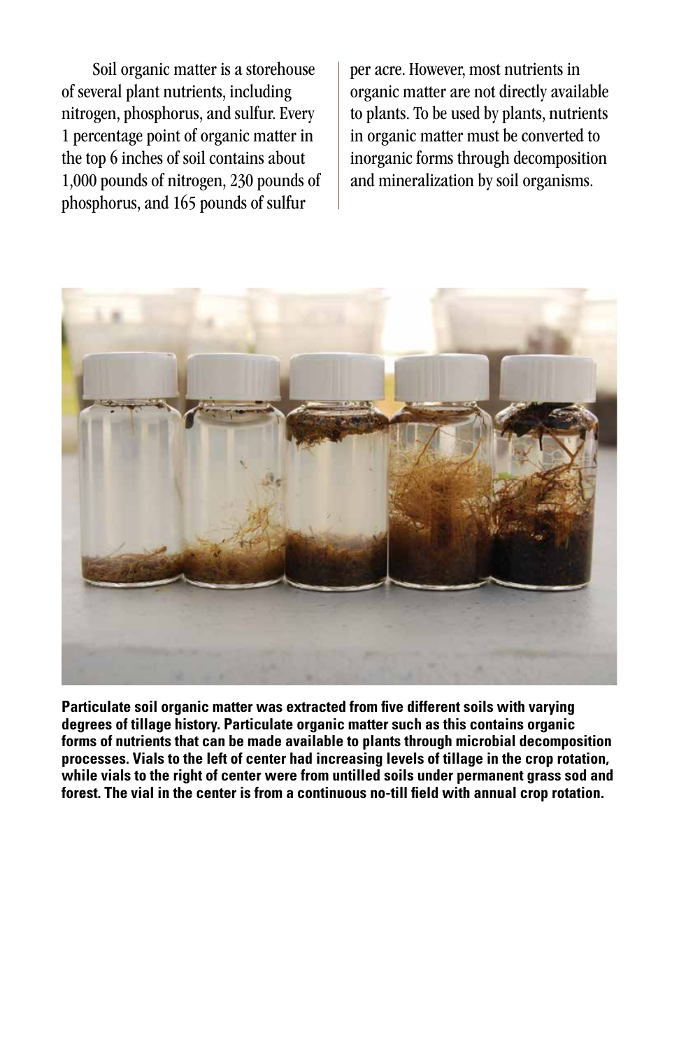Soil organic matter is a storehouse of several plant nutrients, including nitrogen, phosphorus, and sulfur. Every 1 percentage point of organic matter in the top 6 inches of soil contains about 1,000 pounds of nitrogen, 230 pounds of phosphorus, and 165 pounds of sulfur per acre. However, most nutrients in organic matter are not directly available to plants. To be used by plants, nutrients in organic matter must be converted to inorganic forms through decomposition and mineralization by soil organisms.

**Particulate soil organic matter was extracted from five different soils with varying degrees of tillage history. Particulate organic matter such as this contains organic forms of nutrients that can be made available to plants through microbial decomposition processes. Vials to the left of center had increasing levels of tillage in the crop rotation, while vials to the right of center were from untilled soils under permanent grass sod and forest. The vial in the center is from a continuous no-till field with annual crop rotation.**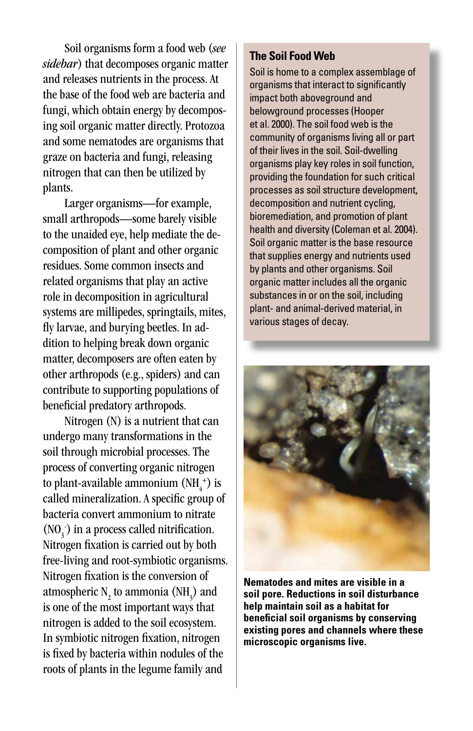Soil organisms form a food web (*see sidebar*) that decomposes organic matter and releases nutrients in the process. At the base of the food web are bacteria and fungi, which obtain energy by decomposing soil organic matter directly. Protozoa and some nematodes are organisms that graze on bacteria and fungi, releasing nitrogen that can then be utilized by plants.

Larger organisms—for example, small arthropods—some barely visible to the unaided eye, help mediate the decomposition of plant and other organic residues. Some common insects and related organisms that play an active role in decomposition in agricultural systems are millipedes, springtails, mites, fly larvae, and burying beetles. In addition to helping break down organic matter, decomposers are often eaten by other arthropods (e.g., spiders) and can contribute to supporting populations of beneficial predatory arthropods.

Nitrogen (N) is a nutrient that can undergo many transformations in the soil through microbial processes. The process of converting organic nitrogen to plant-available ammonium ($NH_4^+$) is called mineralization. A specific group of bacteria convert ammonium to nitrate ($NO_3^-$) in a process called nitrification. Nitrogen fixation is carried out by both free-living and root-symbiotic organisms. Nitrogen fixation is the conversion of atmospheric $N_2$ to ammonia ($NH_3$) and is one of the most important ways that nitrogen is added to the soil ecosystem. In symbiotic nitrogen fixation, nitrogen is fixed by bacteria within nodules of the roots of plants in the legume family and

## The Soil Food Web

Soil is home to a complex assemblage of organisms that interact to significantly impact both aboveground and belowground processes (Hooper et al. 2000). The soil food web is the community of organisms living all or part of their lives in the soil. Soil-dwelling organisms play key roles in soil function, providing the foundation for such critical processes as soil structure development, decomposition and nutrient cycling, bioremediation, and promotion of plant health and diversity (Coleman et al. 2004). Soil organic matter is the base resource that supplies energy and nutrients used by plants and other organisms. Soil organic matter includes all the organic substances in or on the soil, including plant- and animal-derived material, in various stages of decay.

**Nematodes and mites are visible in a soil pore. Reductions in soil disturbance help maintain soil as a habitat for beneficial soil organisms by conserving existing pores and channels where these microscopic organisms live.**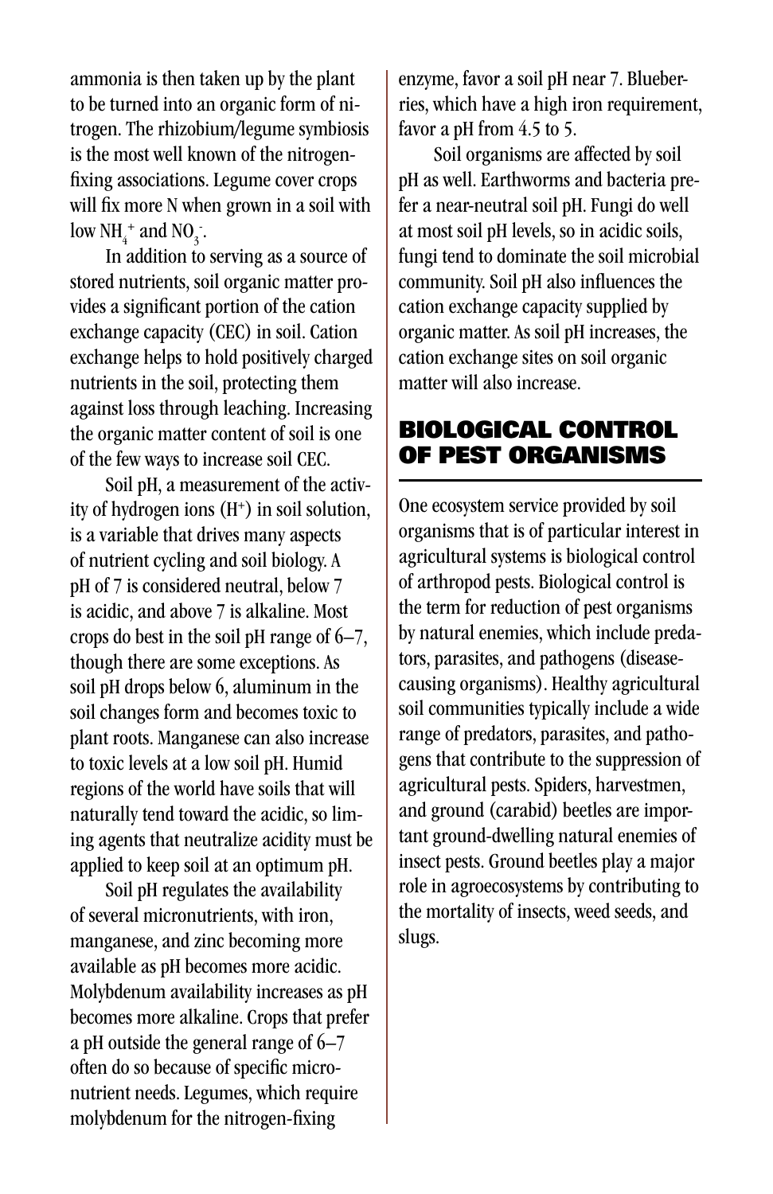ammonia is then taken up by the plant to be turned into an organic form of nitrogen. The rhizobium/legume symbiosis is the most well known of the nitrogen-fixing associations. Legume cover crops will fix more N when grown in a soil with low $NH_4^+$ and $NO_3^-$.

In addition to serving as a source of stored nutrients, soil organic matter provides a significant portion of the cation exchange capacity (CEC) in soil. Cation exchange helps to hold positively charged nutrients in the soil, protecting them against loss through leaching. Increasing the organic matter content of soil is one of the few ways to increase soil CEC.

Soil pH, a measurement of the activity of hydrogen ions ($H^+$) in soil solution, is a variable that drives many aspects of nutrient cycling and soil biology. A pH of 7 is considered neutral, below 7 is acidic, and above 7 is alkaline. Most crops do best in the soil pH range of 6–7, though there are some exceptions. As soil pH drops below 6, aluminum in the soil changes form and becomes toxic to plant roots. Manganese can also increase to toxic levels at a low soil pH. Humid regions of the world have soils that will naturally tend toward the acidic, so liming agents that neutralize acidity must be applied to keep soil at an optimum pH.

Soil pH regulates the availability of several micronutrients, with iron, manganese, and zinc becoming more available as pH becomes more acidic. Molybdenum availability increases as pH becomes more alkaline. Crops that prefer a pH outside the general range of 6–7 often do so because of specific micronutrient needs. Legumes, which require molybdenum for the nitrogen-fixing enzyme, favor a soil pH near 7. Blueberries, which have a high iron requirement, favor a pH from 4.5 to 5.

Soil organisms are affected by soil pH as well. Earthworms and bacteria prefer a near-neutral soil pH. Fungi do well at most soil pH levels, so in acidic soils, fungi tend to dominate the soil microbial community. Soil pH also influences the cation exchange capacity supplied by organic matter. As soil pH increases, the cation exchange sites on soil organic matter will also increase.

## BIOLOGICAL CONTROL OF PEST ORGANISMS

One ecosystem service provided by soil organisms that is of particular interest in agricultural systems is biological control of arthropod pests. Biological control is the term for reduction of pest organisms by natural enemies, which include predators, parasites, and pathogens (disease-causing organisms). Healthy agricultural soil communities typically include a wide range of predators, parasites, and pathogens that contribute to the suppression of agricultural pests. Spiders, harvestmen, and ground (carabid) beetles are important ground-dwelling natural enemies of insect pests. Ground beetles play a major role in agroecosystems by contributing to the mortality of insects, weed seeds, and slugs.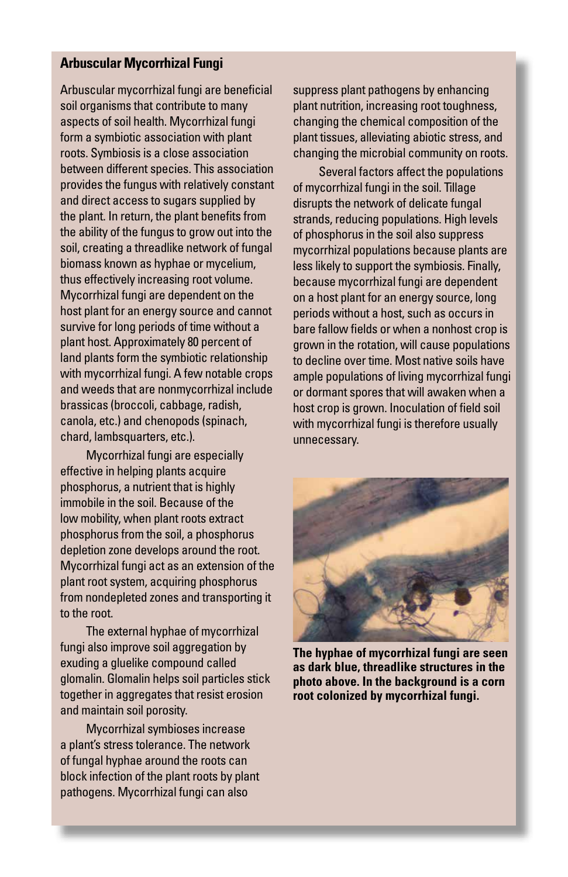### Arbuscular Mycorrhizal Fungi

Arbuscular mycorrhizal fungi are beneficial soil organisms that contribute to many aspects of soil health. Mycorrhizal fungi form a symbiotic association with plant roots. Symbiosis is a close association between different species. This association provides the fungus with relatively constant and direct access to sugars supplied by the plant. In return, the plant benefits from the ability of the fungus to grow out into the soil, creating a threadlike network of fungal biomass known as hyphae or mycelium, thus effectively increasing root volume. Mycorrhizal fungi are dependent on the host plant for an energy source and cannot survive for long periods of time without a plant host. Approximately 80 percent of land plants form the symbiotic relationship with mycorrhizal fungi. A few notable crops and weeds that are nonmycorrhizal include brassicas (broccoli, cabbage, radish, canola, etc.) and chenopods (spinach, chard, lambsquarters, etc.).

Mycorrhizal fungi are especially effective in helping plants acquire phosphorus, a nutrient that is highly immobile in the soil. Because of the low mobility, when plant roots extract phosphorus from the soil, a phosphorus depletion zone develops around the root. Mycorrhizal fungi act as an extension of the plant root system, acquiring phosphorus from nondepleted zones and transporting it to the root.

The external hyphae of mycorrhizal fungi also improve soil aggregation by exuding a gluelike compound called glomalin. Glomalin helps soil particles stick together in aggregates that resist erosion and maintain soil porosity.

Mycorrhizal symbioses increase a plant's stress tolerance. The network of fungal hyphae around the roots can block infection of the plant roots by plant pathogens. Mycorrhizal fungi can also suppress plant pathogens by enhancing plant nutrition, increasing root toughness, changing the chemical composition of the plant tissues, alleviating abiotic stress, and changing the microbial community on roots.

Several factors affect the populations of mycorrhizal fungi in the soil. Tillage disrupts the network of delicate fungal strands, reducing populations. High levels of phosphorus in the soil also suppress mycorrhizal populations because plants are less likely to support the symbiosis. Finally, because mycorrhizal fungi are dependent on a host plant for an energy source, long periods without a host, such as occurs in bare fallow fields or when a nonhost crop is grown in the rotation, will cause populations to decline over time. Most native soils have ample populations of living mycorrhizal fungi or dormant spores that will awaken when a host crop is grown. Inoculation of field soil with mycorrhizal fungi is therefore usually unnecessary.

**The hyphae of mycorrhizal fungi are seen as dark blue, threadlike structures in the photo above. In the background is a corn root colonized by mycorrhizal fungi.**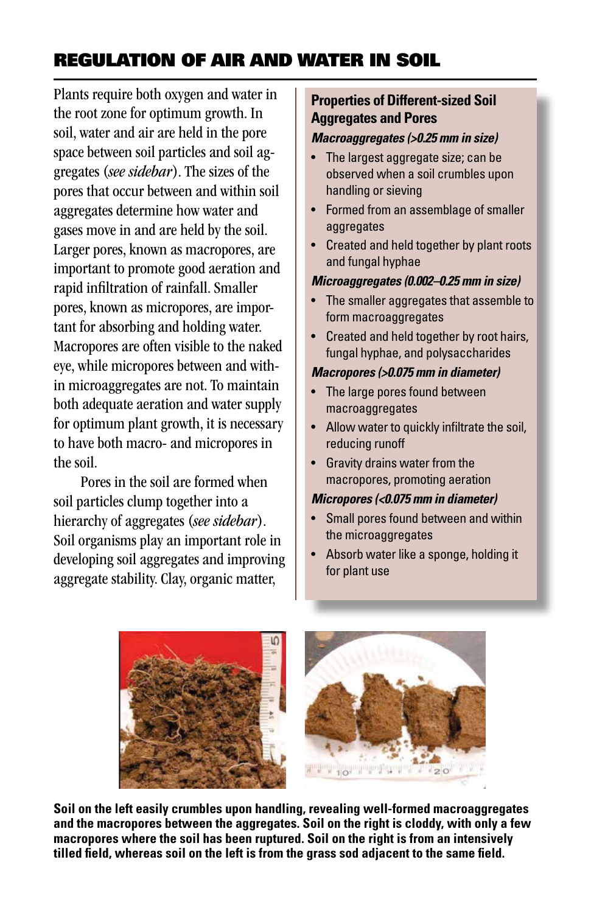## REGULATION OF AIR AND WATER IN SOIL

Plants require both oxygen and water in the root zone for optimum growth. In soil, water and air are held in the pore space between soil particles and soil aggregates (*see sidebar*). The sizes of the pores that occur between and within soil aggregates determine how water and gases move in and are held by the soil. Larger pores, known as macropores, are important to promote good aeration and rapid infiltration of rainfall. Smaller pores, known as micropores, are important for absorbing and holding water. Macropores are often visible to the naked eye, while micropores between and within microaggregates are not. To maintain both adequate aeration and water supply for optimum plant growth, it is necessary to have both macro- and micropores in the soil.

Pores in the soil are formed when soil particles clump together into a hierarchy of aggregates (*see sidebar*). Soil organisms play an important role in developing soil aggregates and improving aggregate stability. Clay, organic matter,

### Properties of Different-sized Soil Aggregates and Pores

***Macroaggregates (>0.25 mm in size)***

- The largest aggregate size; can be observed when a soil crumbles upon handling or sieving
- Formed from an assemblage of smaller aggregates
- Created and held together by plant roots and fungal hyphae

***Microaggregates (0.002–0.25 mm in size)***

- The smaller aggregates that assemble to form macroaggregates
- Created and held together by root hairs, fungal hyphae, and polysaccharides

***Macropores (>0.075 mm in diameter)***

- The large pores found between macroaggregates
- Allow water to quickly infiltrate the soil, reducing runoff
- Gravity drains water from the macropores, promoting aeration

***Micropores (<0.075 mm in diameter)***

- Small pores found between and within the microaggregates
- Absorb water like a sponge, holding it for plant use

**Soil on the left easily crumbles upon handling, revealing well-formed macroaggregates and the macropores between the aggregates. Soil on the right is cloddy, with only a few macropores where the soil has been ruptured. Soil on the right is from an intensively tilled field, whereas soil on the left is from the grass sod adjacent to the same field.**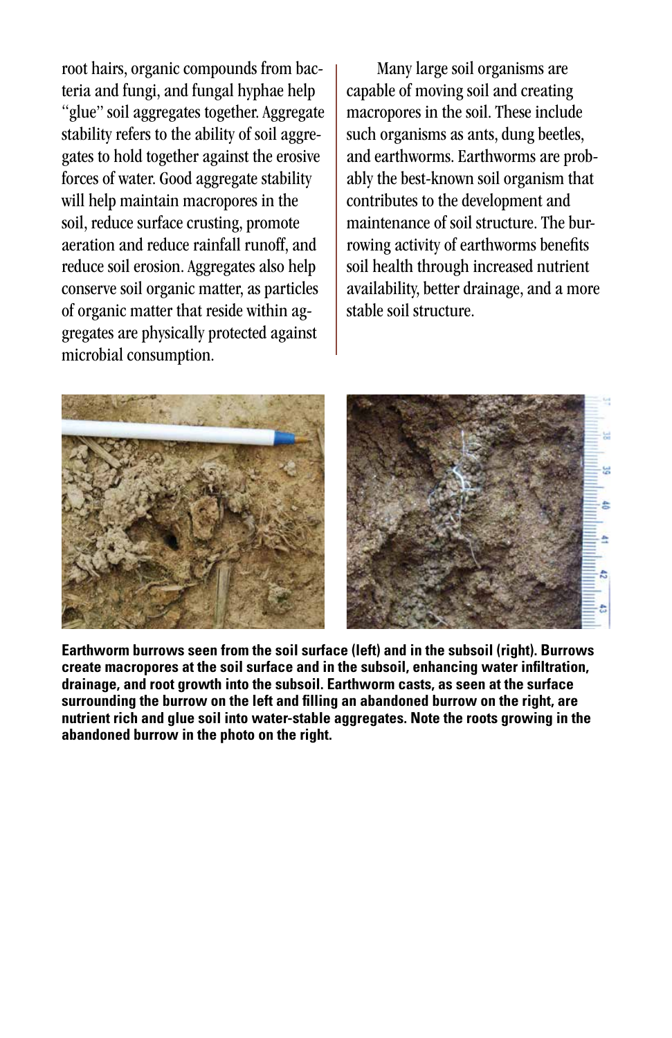root hairs, organic compounds from bacteria and fungi, and fungal hyphae help "glue" soil aggregates together. Aggregate stability refers to the ability of soil aggregates to hold together against the erosive forces of water. Good aggregate stability will help maintain macropores in the soil, reduce surface crusting, promote aeration and reduce rainfall runoff, and reduce soil erosion. Aggregates also help conserve soil organic matter, as particles of organic matter that reside within aggregates are physically protected against microbial consumption.

Many large soil organisms are capable of moving soil and creating macropores in the soil. These include such organisms as ants, dung beetles, and earthworms. Earthworms are probably the best-known soil organism that contributes to the development and maintenance of soil structure. The burrowing activity of earthworms benefits soil health through increased nutrient availability, better drainage, and a more stable soil structure.

**Earthworm burrows seen from the soil surface (left) and in the subsoil (right). Burrows create macropores at the soil surface and in the subsoil, enhancing water infiltration, drainage, and root growth into the subsoil. Earthworm casts, as seen at the surface surrounding the burrow on the left and filling an abandoned burrow on the right, are nutrient rich and glue soil into water-stable aggregates. Note the roots growing in the abandoned burrow in the photo on the right.**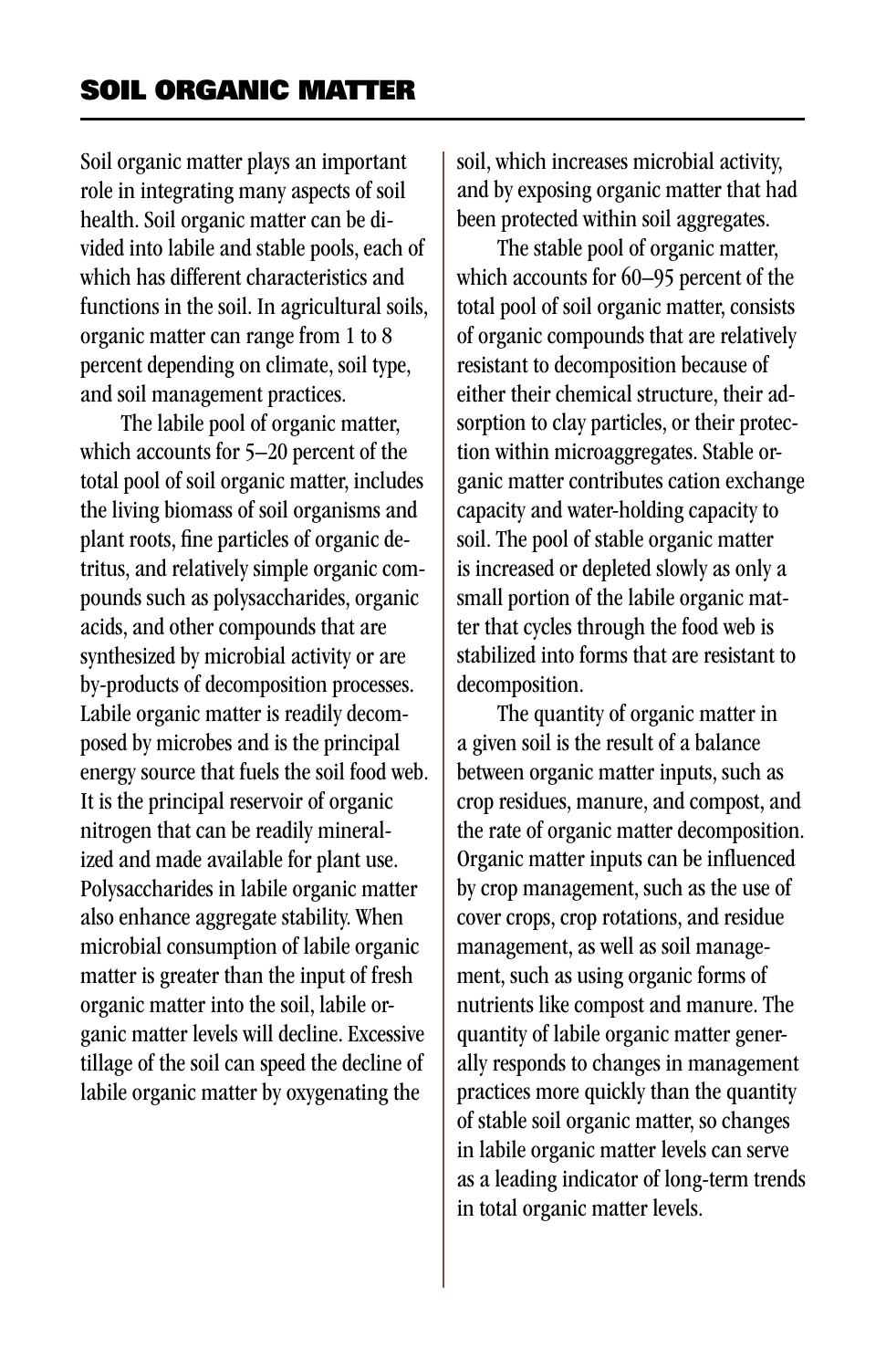# SOIL ORGANIC MATTER

Soil organic matter plays an important role in integrating many aspects of soil health. Soil organic matter can be divided into labile and stable pools, each of which has different characteristics and functions in the soil. In agricultural soils, organic matter can range from 1 to 8 percent depending on climate, soil type, and soil management practices.

The labile pool of organic matter, which accounts for 5–20 percent of the total pool of soil organic matter, includes the living biomass of soil organisms and plant roots, fine particles of organic detritus, and relatively simple organic compounds such as polysaccharides, organic acids, and other compounds that are synthesized by microbial activity or are by-products of decomposition processes. Labile organic matter is readily decomposed by microbes and is the principal energy source that fuels the soil food web. It is the principal reservoir of organic nitrogen that can be readily mineralized and made available for plant use. Polysaccharides in labile organic matter also enhance aggregate stability. When microbial consumption of labile organic matter is greater than the input of fresh organic matter into the soil, labile organic matter levels will decline. Excessive tillage of the soil can speed the decline of labile organic matter by oxygenating the soil, which increases microbial activity, and by exposing organic matter that had been protected within soil aggregates.

The stable pool of organic matter, which accounts for 60–95 percent of the total pool of soil organic matter, consists of organic compounds that are relatively resistant to decomposition because of either their chemical structure, their adsorption to clay particles, or their protection within microaggregates. Stable organic matter contributes cation exchange capacity and water-holding capacity to soil. The pool of stable organic matter is increased or depleted slowly as only a small portion of the labile organic matter that cycles through the food web is stabilized into forms that are resistant to decomposition.

The quantity of organic matter in a given soil is the result of a balance between organic matter inputs, such as crop residues, manure, and compost, and the rate of organic matter decomposition. Organic matter inputs can be influenced by crop management, such as the use of cover crops, crop rotations, and residue management, as well as soil management, such as using organic forms of nutrients like compost and manure. The quantity of labile organic matter generally responds to changes in management practices more quickly than the quantity of stable soil organic matter, so changes in labile organic matter levels can serve as a leading indicator of long-term trends in total organic matter levels.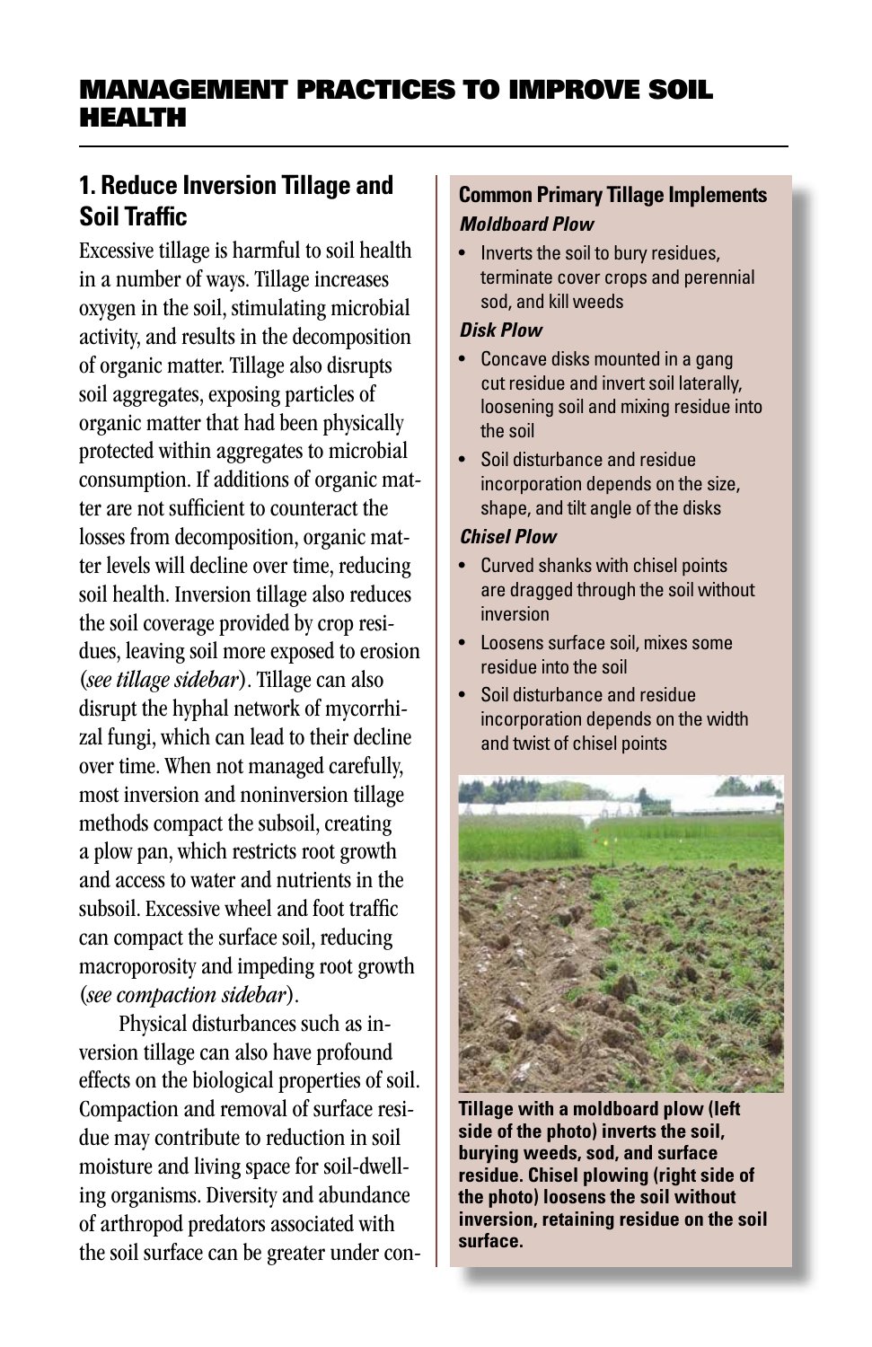## MANAGEMENT PRACTICES TO IMPROVE SOIL HEALTH

### 1. Reduce Inversion Tillage and Soil Traffic

Excessive tillage is harmful to soil health in a number of ways. Tillage increases oxygen in the soil, stimulating microbial activity, and results in the decomposition of organic matter. Tillage also disrupts soil aggregates, exposing particles of organic matter that had been physically protected within aggregates to microbial consumption. If additions of organic matter are not sufficient to counteract the losses from decomposition, organic matter levels will decline over time, reducing soil health. Inversion tillage also reduces the soil coverage provided by crop residues, leaving soil more exposed to erosion (*see tillage sidebar*). Tillage can also disrupt the hyphal network of mycorrhizal fungi, which can lead to their decline over time. When not managed carefully, most inversion and noninversion tillage methods compact the subsoil, creating a plow pan, which restricts root growth and access to water and nutrients in the subsoil. Excessive wheel and foot traffic can compact the surface soil, reducing macroporosity and impeding root growth (*see compaction sidebar*).

Physical disturbances such as inversion tillage can also have profound effects on the biological properties of soil. Compaction and removal of surface residue may contribute to reduction in soil moisture and living space for soil-dwelling organisms. Diversity and abundance of arthropod predators associated with the soil surface can be greater under con-

#### Common Primary Tillage Implements

***Moldboard Plow***

- Inverts the soil to bury residues, terminate cover crops and perennial sod, and kill weeds

***Disk Plow***

- Concave disks mounted in a gang cut residue and invert soil laterally, loosening soil and mixing residue into the soil
- Soil disturbance and residue incorporation depends on the size, shape, and tilt angle of the disks

***Chisel Plow***

- Curved shanks with chisel points are dragged through the soil without inversion
- Loosens surface soil, mixes some residue into the soil
- Soil disturbance and residue incorporation depends on the width and twist of chisel points

**Tillage with a moldboard plow (left side of the photo) inverts the soil, burying weeds, sod, and surface residue. Chisel plowing (right side of the photo) loosens the soil without inversion, retaining residue on the soil surface.**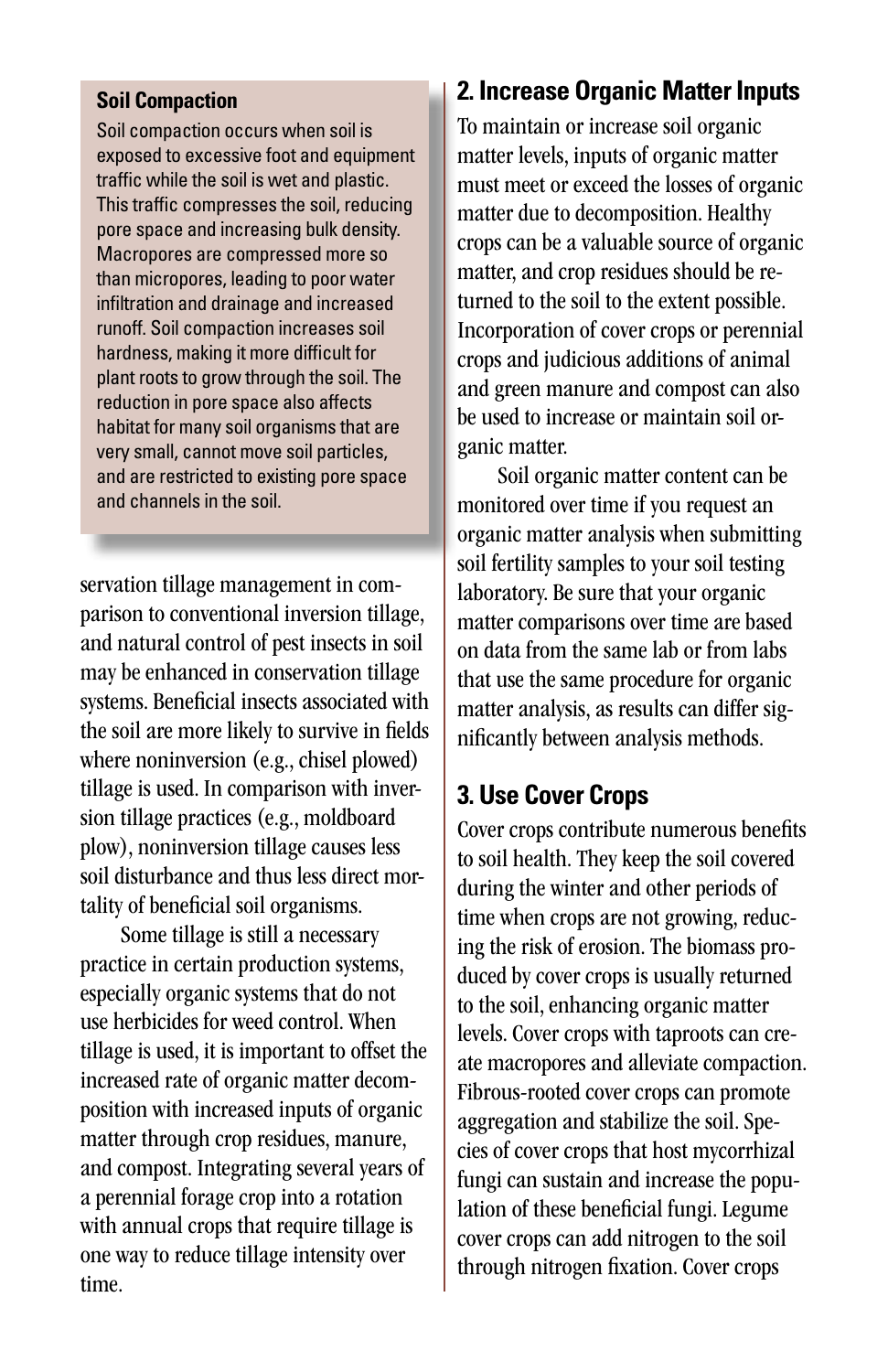**Soil Compaction**

Soil compaction occurs when soil is exposed to excessive foot and equipment traffic while the soil is wet and plastic. This traffic compresses the soil, reducing pore space and increasing bulk density. Macropores are compressed more so than micropores, leading to poor water infiltration and drainage and increased runoff. Soil compaction increases soil hardness, making it more difficult for plant roots to grow through the soil. The reduction in pore space also affects habitat for many soil organisms that are very small, cannot move soil particles, and are restricted to existing pore space and channels in the soil.

servation tillage management in comparison to conventional inversion tillage, and natural control of pest insects in soil may be enhanced in conservation tillage systems. Beneficial insects associated with the soil are more likely to survive in fields where noninversion (e.g., chisel plowed) tillage is used. In comparison with inversion tillage practices (e.g., moldboard plow), noninversion tillage causes less soil disturbance and thus less direct mortality of beneficial soil organisms.

Some tillage is still a necessary practice in certain production systems, especially organic systems that do not use herbicides for weed control. When tillage is used, it is important to offset the increased rate of organic matter decomposition with increased inputs of organic matter through crop residues, manure, and compost. Integrating several years of a perennial forage crop into a rotation with annual crops that require tillage is one way to reduce tillage intensity over time.

## 2. Increase Organic Matter Inputs

To maintain or increase soil organic matter levels, inputs of organic matter must meet or exceed the losses of organic matter due to decomposition. Healthy crops can be a valuable source of organic matter, and crop residues should be returned to the soil to the extent possible. Incorporation of cover crops or perennial crops and judicious additions of animal and green manure and compost can also be used to increase or maintain soil organic matter.

Soil organic matter content can be monitored over time if you request an organic matter analysis when submitting soil fertility samples to your soil testing laboratory. Be sure that your organic matter comparisons over time are based on data from the same lab or from labs that use the same procedure for organic matter analysis, as results can differ significantly between analysis methods.

## 3. Use Cover Crops

Cover crops contribute numerous benefits to soil health. They keep the soil covered during the winter and other periods of time when crops are not growing, reducing the risk of erosion. The biomass produced by cover crops is usually returned to the soil, enhancing organic matter levels. Cover crops with taproots can create macropores and alleviate compaction. Fibrous-rooted cover crops can promote aggregation and stabilize the soil. Species of cover crops that host mycorrhizal fungi can sustain and increase the population of these beneficial fungi. Legume cover crops can add nitrogen to the soil through nitrogen fixation. Cover crops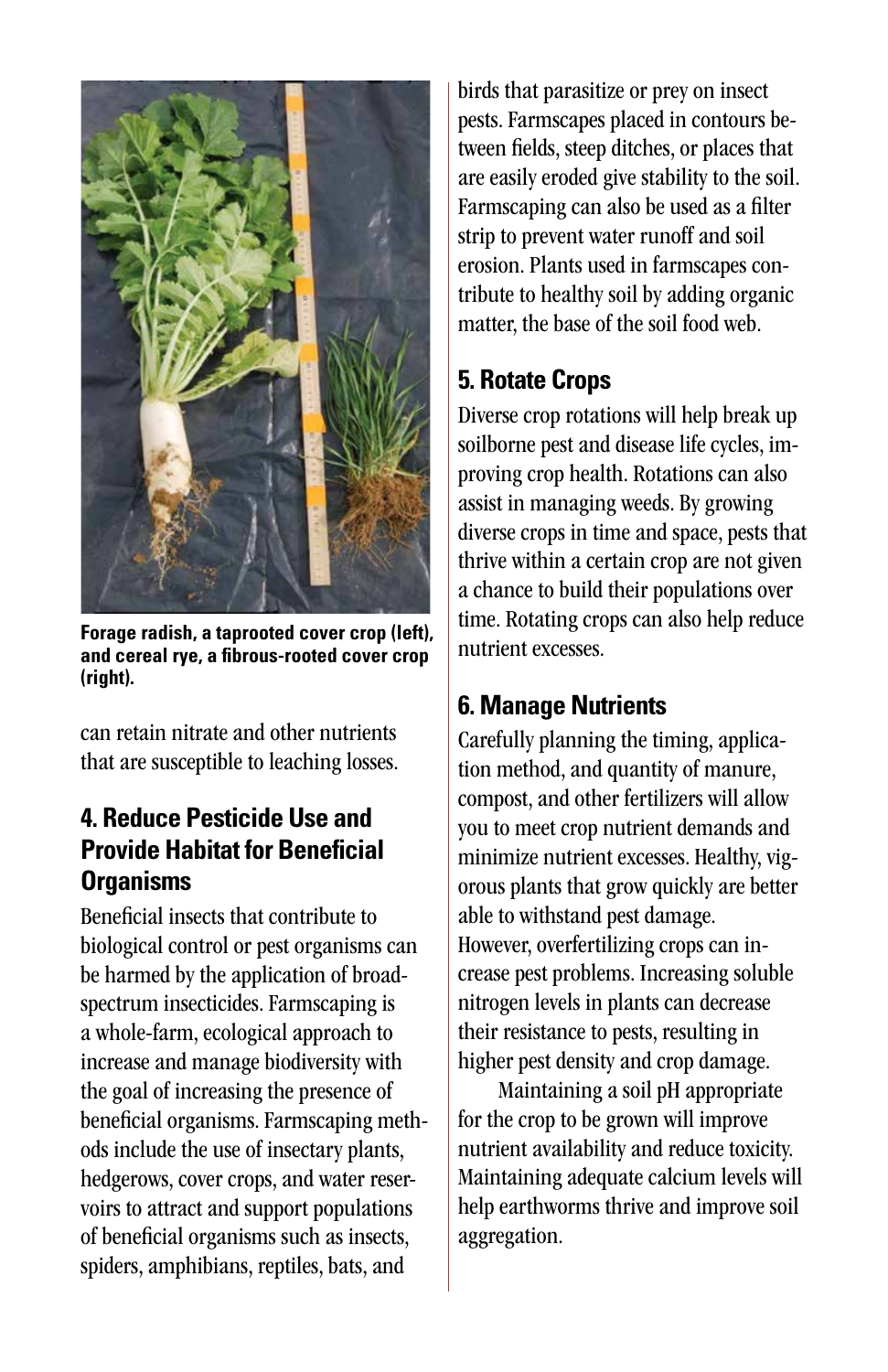Forage radish, a taprooted cover crop (left), and cereal rye, a fibrous-rooted cover crop (right).

can retain nitrate and other nutrients that are susceptible to leaching losses.

## 4. Reduce Pesticide Use and Provide Habitat for Beneficial Organisms

Beneficial insects that contribute to biological control or pest organisms can be harmed by the application of broad-spectrum insecticides. Farmscaping is a whole-farm, ecological approach to increase and manage biodiversity with the goal of increasing the presence of beneficial organisms. Farmscaping methods include the use of insectary plants, hedgerows, cover crops, and water reservoirs to attract and support populations of beneficial organisms such as insects, spiders, amphibians, reptiles, bats, and birds that parasitize or prey on insect pests. Farmscapes placed in contours between fields, steep ditches, or places that are easily eroded give stability to the soil. Farmscaping can also be used as a filter strip to prevent water runoff and soil erosion. Plants used in farmscapes contribute to healthy soil by adding organic matter, the base of the soil food web.

## 5. Rotate Crops

Diverse crop rotations will help break up soilborne pest and disease life cycles, improving crop health. Rotations can also assist in managing weeds. By growing diverse crops in time and space, pests that thrive within a certain crop are not given a chance to build their populations over time. Rotating crops can also help reduce nutrient excesses.

## 6. Manage Nutrients

Carefully planning the timing, application method, and quantity of manure, compost, and other fertilizers will allow you to meet crop nutrient demands and minimize nutrient excesses. Healthy, vigorous plants that grow quickly are better able to withstand pest damage. However, overfertilizing crops can increase pest problems. Increasing soluble nitrogen levels in plants can decrease their resistance to pests, resulting in higher pest density and crop damage.

Maintaining a soil pH appropriate for the crop to be grown will improve nutrient availability and reduce toxicity. Maintaining adequate calcium levels will help earthworms thrive and improve soil aggregation.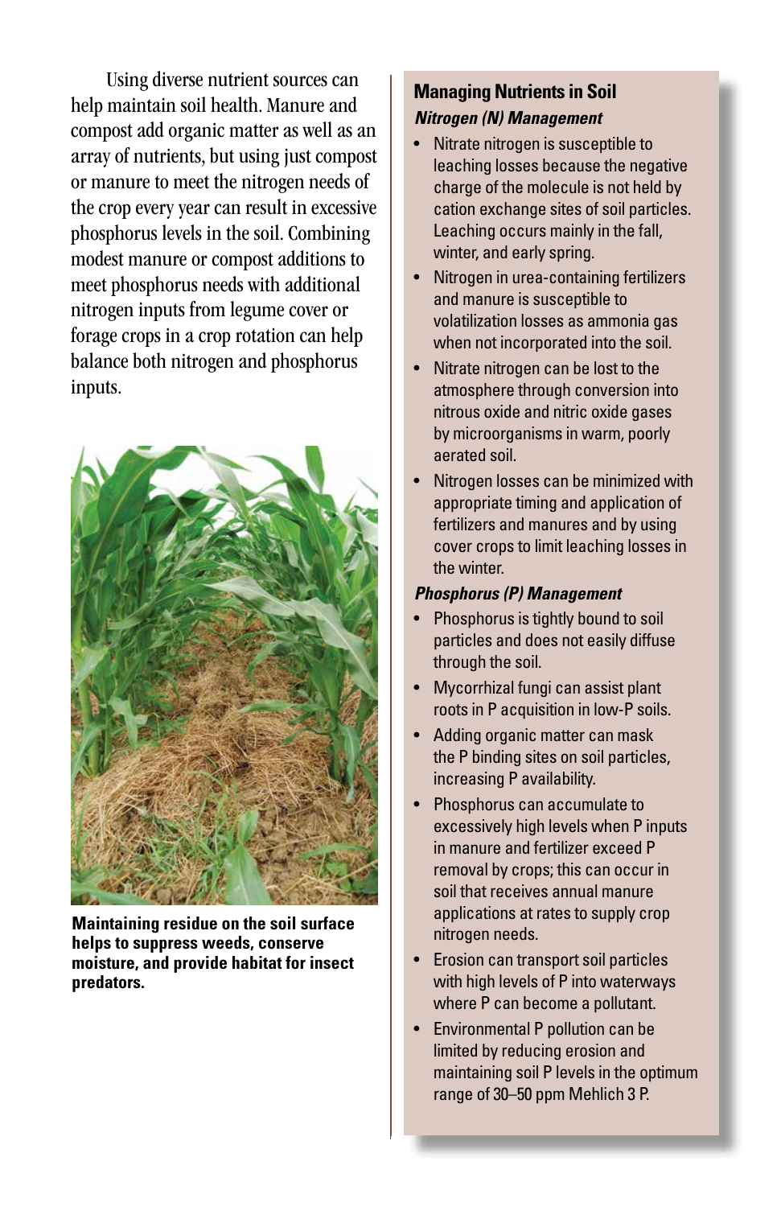Using diverse nutrient sources can help maintain soil health. Manure and compost add organic matter as well as an array of nutrients, but using just compost or manure to meet the nitrogen needs of the crop every year can result in excessive phosphorus levels in the soil. Combining modest manure or compost additions to meet phosphorus needs with additional nitrogen inputs from legume cover or forage crops in a crop rotation can help balance both nitrogen and phosphorus inputs.

**Maintaining residue on the soil surface helps to suppress weeds, conserve moisture, and provide habitat for insect predators.**

## Managing Nutrients in Soil

***Nitrogen (N) Management***

- Nitrate nitrogen is susceptible to leaching losses because the negative charge of the molecule is not held by cation exchange sites of soil particles. Leaching occurs mainly in the fall, winter, and early spring.
- Nitrogen in urea-containing fertilizers and manure is susceptible to volatilization losses as ammonia gas when not incorporated into the soil.
- Nitrate nitrogen can be lost to the atmosphere through conversion into nitrous oxide and nitric oxide gases by microorganisms in warm, poorly aerated soil.
- Nitrogen losses can be minimized with appropriate timing and application of fertilizers and manures and by using cover crops to limit leaching losses in the winter.

***Phosphorus (P) Management***

- Phosphorus is tightly bound to soil particles and does not easily diffuse through the soil.
- Mycorrhizal fungi can assist plant roots in P acquisition in low-P soils.
- Adding organic matter can mask the P binding sites on soil particles, increasing P availability.
- Phosphorus can accumulate to excessively high levels when P inputs in manure and fertilizer exceed P removal by crops; this can occur in soil that receives annual manure applications at rates to supply crop nitrogen needs.
- Erosion can transport soil particles with high levels of P into waterways where P can become a pollutant.
- Environmental P pollution can be limited by reducing erosion and maintaining soil P levels in the optimum range of 30–50 ppm Mehlich 3 P.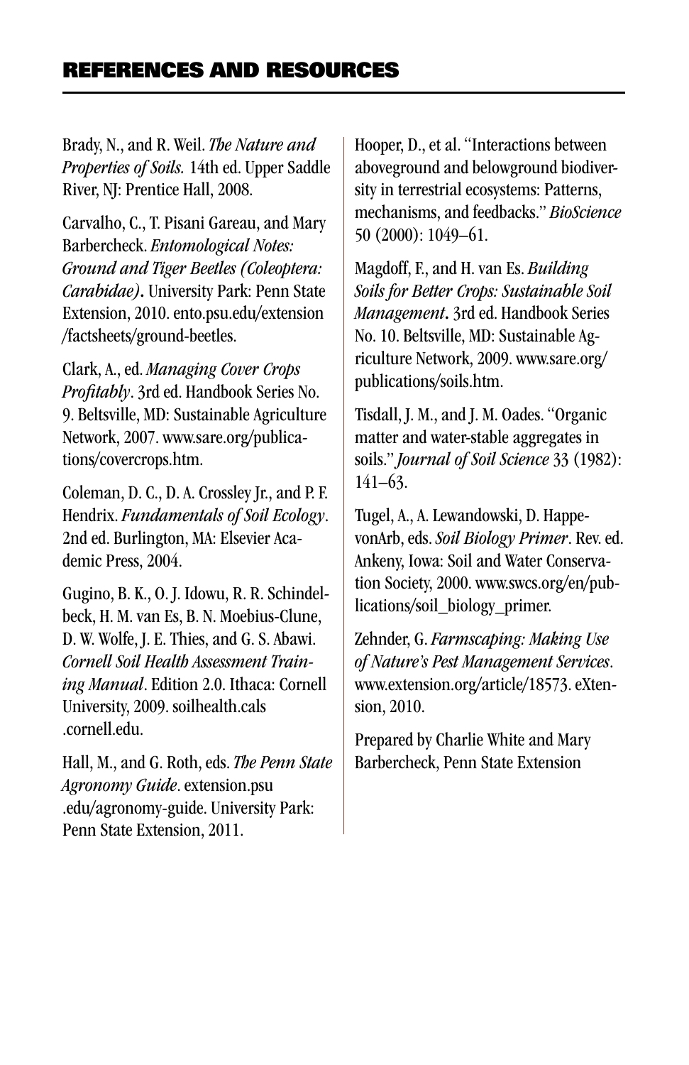## REFERENCES AND RESOURCES

Brady, N., and R. Weil. *The Nature and Properties of Soils.* 14th ed. Upper Saddle River, NJ: Prentice Hall, 2008.

Carvalho, C., T. Pisani Gareau, and Mary Barbercheck. *Entomological Notes: Ground and Tiger Beetles (Coleoptera: Carabidae)***.** University Park: Penn State Extension, 2010. ento.psu.edu/extension/factsheets/ground-beetles.

Clark, A., ed. *Managing Cover Crops Profitably*. 3rd ed. Handbook Series No. 9. Beltsville, MD: Sustainable Agriculture Network, 2007. www.sare.org/publications/covercrops.htm.

Coleman, D. C., D. A. Crossley Jr., and P. F. Hendrix. *Fundamentals of Soil Ecology*. 2nd ed. Burlington, MA: Elsevier Academic Press, 2004.

Gugino, B. K., O. J. Idowu, R. R. Schindelbeck, H. M. van Es, B. N. Moebius-Clune, D. W. Wolfe, J. E. Thies, and G. S. Abawi. *Cornell Soil Health Assessment Training Manual*. Edition 2.0. Ithaca: Cornell University, 2009. soilhealth.cals.cornell.edu.

Hall, M., and G. Roth, eds. *The Penn State Agronomy Guide*. extension.psu.edu/agronomy-guide. University Park: Penn State Extension, 2011.

Hooper, D., et al. "Interactions between aboveground and belowground biodiversity in terrestrial ecosystems: Patterns, mechanisms, and feedbacks." *BioScience* 50 (2000): 1049–61.

Magdoff, F., and H. van Es. *Building Soils for Better Crops: Sustainable Soil Management***.** 3rd ed. Handbook Series No. 10. Beltsville, MD: Sustainable Agriculture Network, 2009. www.sare.org/publications/soils.htm.

Tisdall, J. M., and J. M. Oades. "Organic matter and water-stable aggregates in soils." *Journal of Soil Science* 33 (1982): 141–63.

Tugel, A., A. Lewandowski, D. Happe-vonArb, eds. *Soil Biology Primer*. Rev. ed. Ankeny, Iowa: Soil and Water Conservation Society, 2000. www.swcs.org/en/publications/soil_biology_primer.

Zehnder, G. *Farmscaping: Making Use of Nature's Pest Management Services*. www.extension.org/article/18573. eXtension, 2010.

Prepared by Charlie White and Mary Barbercheck, Penn State Extension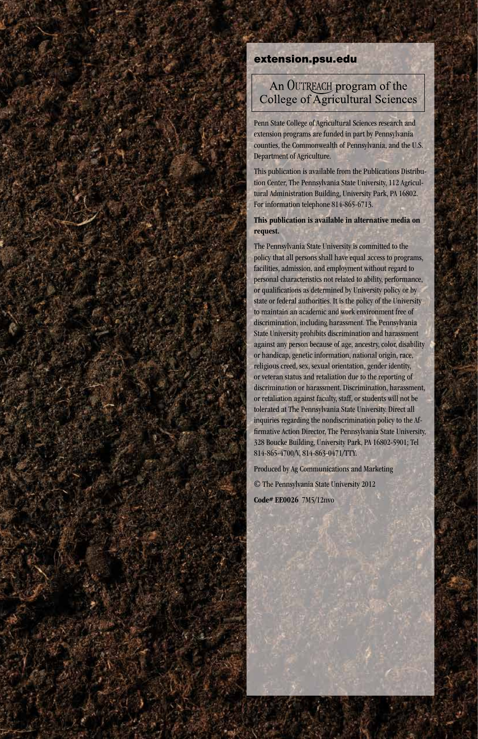**extension.psu.edu**

An OUTREACH program of the College of Agricultural Sciences

Penn State College of Agricultural Sciences research and extension programs are funded in part by Pennsylvania counties, the Commonwealth of Pennsylvania, and the U.S. Department of Agriculture.

This publication is available from the Publications Distribution Center, The Pennsylvania State University, 112 Agricultural Administration Building, University Park, PA 16802. For information telephone 814-865-6713.

**This publication is available in alternative media on request.**

The Pennsylvania State University is committed to the policy that all persons shall have equal access to programs, facilities, admission, and employment without regard to personal characteristics not related to ability, performance, or qualifications as determined by University policy or by state or federal authorities. It is the policy of the University to maintain an academic and work environment free of discrimination, including harassment. The Pennsylvania State University prohibits discrimination and harassment against any person because of age, ancestry, color, disability or handicap, genetic information, national origin, race, religious creed, sex, sexual orientation, gender identity, or veteran status and retaliation due to the reporting of discrimination or harassment. Discrimination, harassment, or retaliation against faculty, staff, or students will not be tolerated at The Pennsylvania State University. Direct all inquiries regarding the nondiscrimination policy to the Affirmative Action Director, The Pennsylvania State University, 328 Boucke Building, University Park, PA 16802-5901; Tel 814-865-4700/V, 814-863-0471/TTY.

Produced by Ag Communications and Marketing

© The Pennsylvania State University 2012

**Code# EE0026** 7M5/12nvo